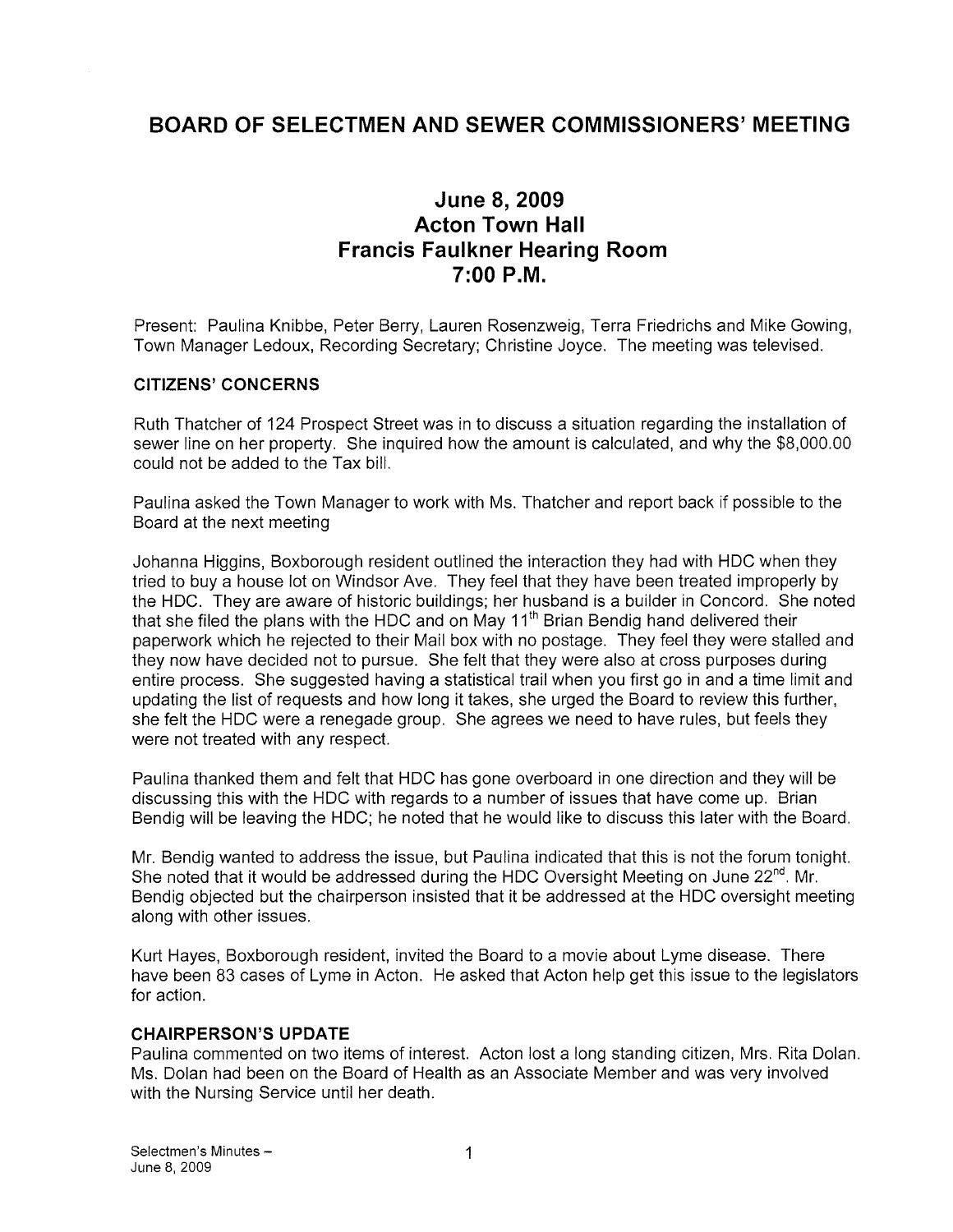# BOARD OF SELECTMEN AND SEWER COMMISSIONERS' MEETING

## June 8, 2009
## Acton Town Hall
## Francis Faulkner Hearing Room
## 7:00 P.M.

Present: Paulina Knibbe, Peter Berry, Lauren Rosenzweig, Terra Friedrichs and Mike Gowing, Town Manager Ledoux, Recording Secretary; Christine Joyce. The meeting was televised.

### CITIZENS' CONCERNS

Ruth Thatcher of 124 Prospect Street was in to discuss a situation regarding the installation of sewer line on her property. She inquired how the amount is calculated, and why the $8,000.00 could not be added to the Tax bill.

Paulina asked the Town Manager to work with Ms. Thatcher and report back if possible to the Board at the next meeting

Johanna Higgins, Boxborough resident outlined the interaction they had with HDC when they tried to buy a house lot on Windsor Ave. They feel that they have been treated improperly by the HDC. They are aware of historic buildings; her husband is a builder in Concord. She noted that she filed the plans with the HDC and on May 11th Brian Bendig hand delivered their paperwork which he rejected to their Mail box with no postage. They feel they were stalled and they now have decided not to pursue. She felt that they were also at cross purposes during entire process. She suggested having a statistical trail when you first go in and a time limit and updating the list of requests and how long it takes, she urged the Board to review this further, she felt the HDC were a renegade group. She agrees we need to have rules, but feels they were not treated with any respect.

Paulina thanked them and felt that HDC has gone overboard in one direction and they will be discussing this with the HDC with regards to a number of issues that have come up. Brian Bendig will be leaving the HDC; he noted that he would like to discuss this later with the Board.

Mr. Bendig wanted to address the issue, but Paulina indicated that this is not the forum tonight. She noted that it would be addressed during the HDC Oversight Meeting on June 22nd. Mr. Bendig objected but the chairperson insisted that it be addressed at the HDC oversight meeting along with other issues.

Kurt Hayes, Boxborough resident, invited the Board to a movie about Lyme disease. There have been 83 cases of Lyme in Acton. He asked that Acton help get this issue to the legislators for action.

### CHAIRPERSON'S UPDATE

Paulina commented on two items of interest. Acton lost a long standing citizen, Mrs. Rita Dolan. Ms. Dolan had been on the Board of Health as an Associate Member and was very involved with the Nursing Service until her death.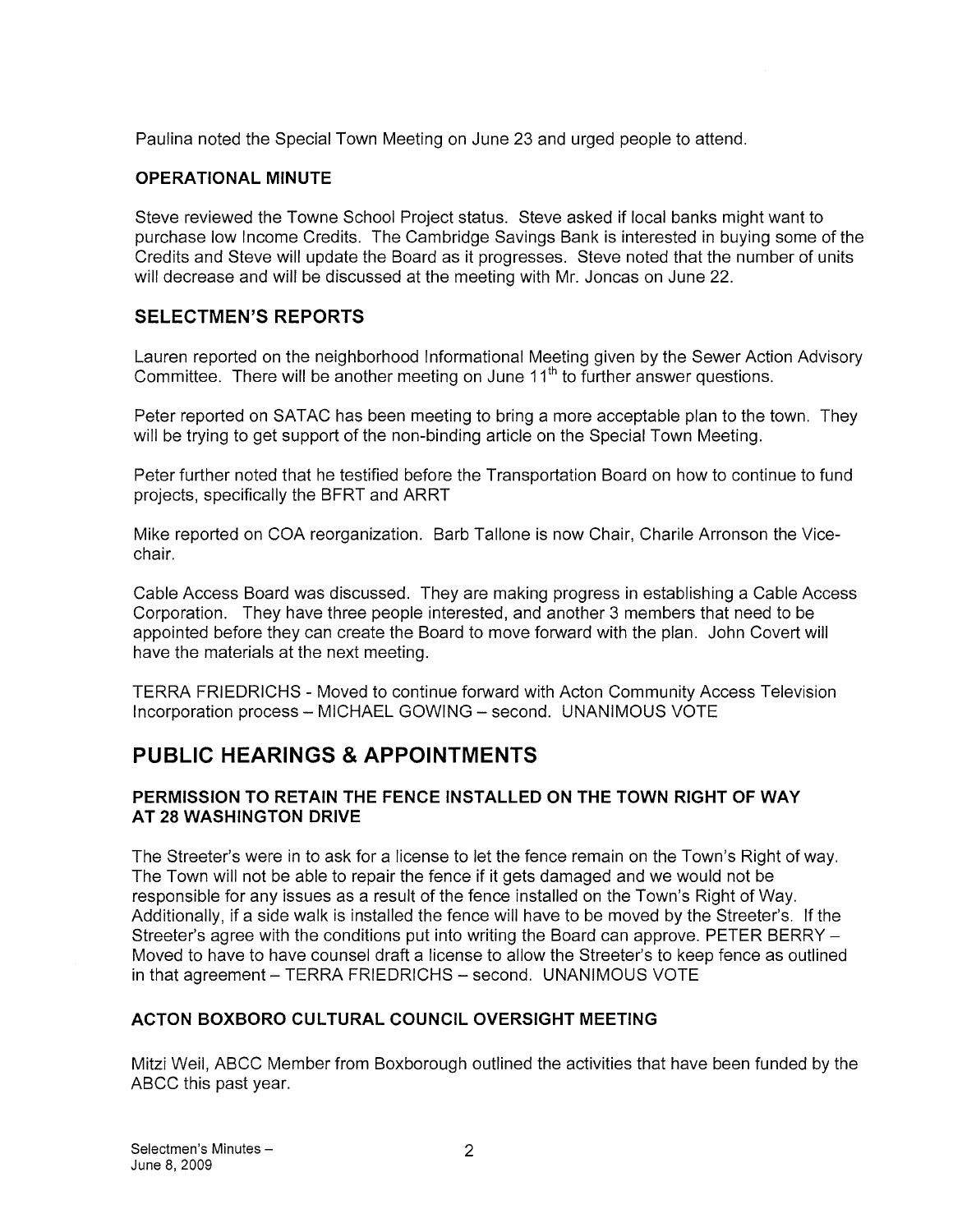Paulina noted the Special Town Meeting on June 23 and urged people to attend.

### OPERATIONAL MINUTE

Steve reviewed the Towne School Project status. Steve asked if local banks might want to purchase low Income Credits. The Cambridge Savings Bank is interested in buying some of the Credits and Steve will update the Board as it progresses. Steve noted that the number of units will decrease and will be discussed at the meeting with Mr. Joncas on June 22.

## SELECTMEN'S REPORTS

Lauren reported on the neighborhood Informational Meeting given by the Sewer Action Advisory Committee. There will be another meeting on June 11th to further answer questions.

Peter reported on SATAC has been meeting to bring a more acceptable plan to the town. They will be trying to get support of the non-binding article on the Special Town Meeting.

Peter further noted that he testified before the Transportation Board on how to continue to fund projects, specifically the BFRT and ARRT

Mike reported on COA reorganization. Barb Tallone is now Chair, Charile Arronson the Vice-chair.

Cable Access Board was discussed. They are making progress in establishing a Cable Access Corporation. They have three people interested, and another 3 members that need to be appointed before they can create the Board to move forward with the plan. John Covert will have the materials at the next meeting.

TERRA FRIEDRICHS - Moved to continue forward with Acton Community Access Television Incorporation process – MICHAEL GOWING – second. UNANIMOUS VOTE

# PUBLIC HEARINGS & APPOINTMENTS

### PERMISSION TO RETAIN THE FENCE INSTALLED ON THE TOWN RIGHT OF WAY AT 28 WASHINGTON DRIVE

The Streeter's were in to ask for a license to let the fence remain on the Town's Right of way. The Town will not be able to repair the fence if it gets damaged and we would not be responsible for any issues as a result of the fence installed on the Town's Right of Way. Additionally, if a side walk is installed the fence will have to be moved by the Streeter's. If the Streeter's agree with the conditions put into writing the Board can approve. PETER BERRY – Moved to have to have counsel draft a license to allow the Streeter's to keep fence as outlined in that agreement – TERRA FRIEDRICHS – second. UNANIMOUS VOTE

### ACTON BOXBORO CULTURAL COUNCIL OVERSIGHT MEETING

Mitzi Weil, ABCC Member from Boxborough outlined the activities that have been funded by the ABCC this past year.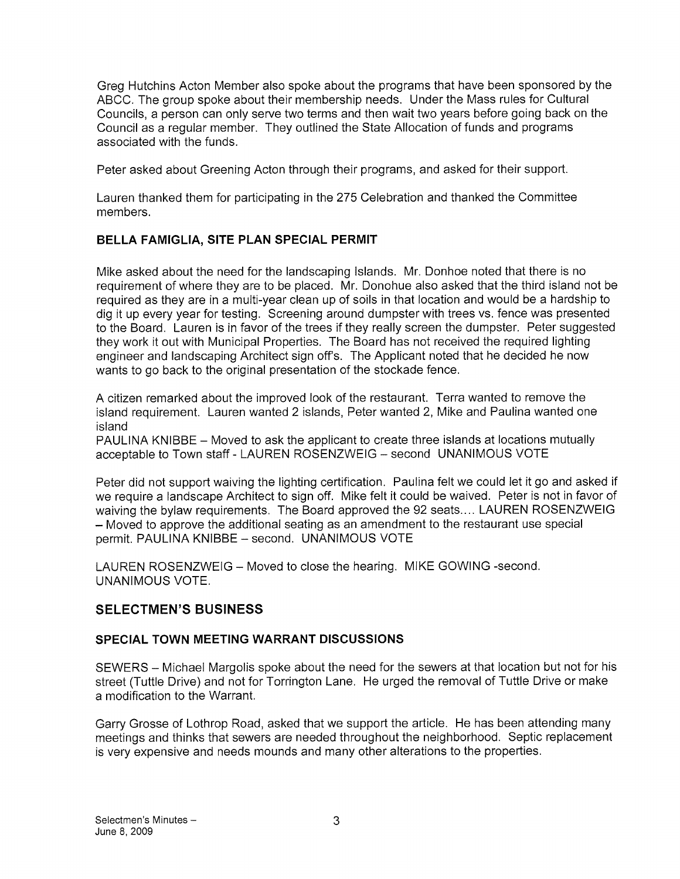Greg Hutchins Acton Member also spoke about the programs that have been sponsored by the ABCC. The group spoke about their membership needs. Under the Mass rules for Cultural Councils, a person can only serve two terms and then wait two years before going back on the Council as a regular member. They outlined the State Allocation of funds and programs associated with the funds.

Peter asked about Greening Acton through their programs, and asked for their support.

Lauren thanked them for participating in the 275 Celebration and thanked the Committee members.

### BELLA FAMIGLIA, SITE PLAN SPECIAL PERMIT

Mike asked about the need for the landscaping Islands. Mr. Donhoe noted that there is no requirement of where they are to be placed. Mr. Donohue also asked that the third island not be required as they are in a multi-year clean up of soils in that location and would be a hardship to dig it up every year for testing. Screening around dumpster with trees vs. fence was presented to the Board. Lauren is in favor of the trees if they really screen the dumpster. Peter suggested they work it out with Municipal Properties. The Board has not received the required lighting engineer and landscaping Architect sign off's. The Applicant noted that he decided he now wants to go back to the original presentation of the stockade fence.

A citizen remarked about the improved look of the restaurant. Terra wanted to remove the island requirement. Lauren wanted 2 islands, Peter wanted 2, Mike and Paulina wanted one island

PAULINA KNIBBE – Moved to ask the applicant to create three islands at locations mutually acceptable to Town staff - LAUREN ROSENZWEIG – second UNANIMOUS VOTE

Peter did not support waiving the lighting certification. Paulina felt we could let it go and asked if we require a landscape Architect to sign off. Mike felt it could be waived. Peter is not in favor of waiving the bylaw requirements. The Board approved the 92 seats.... LAUREN ROSENZWEIG – Moved to approve the additional seating as an amendment to the restaurant use special permit. PAULINA KNIBBE – second. UNANIMOUS VOTE

LAUREN ROSENZWEIG – Moved to close the hearing. MIKE GOWING -second. UNANIMOUS VOTE.

## SELECTMEN'S BUSINESS

### SPECIAL TOWN MEETING WARRANT DISCUSSIONS

SEWERS – Michael Margolis spoke about the need for the sewers at that location but not for his street (Tuttle Drive) and not for Torrington Lane. He urged the removal of Tuttle Drive or make a modification to the Warrant.

Garry Grosse of Lothrop Road, asked that we support the article. He has been attending many meetings and thinks that sewers are needed throughout the neighborhood. Septic replacement is very expensive and needs mounds and many other alterations to the properties.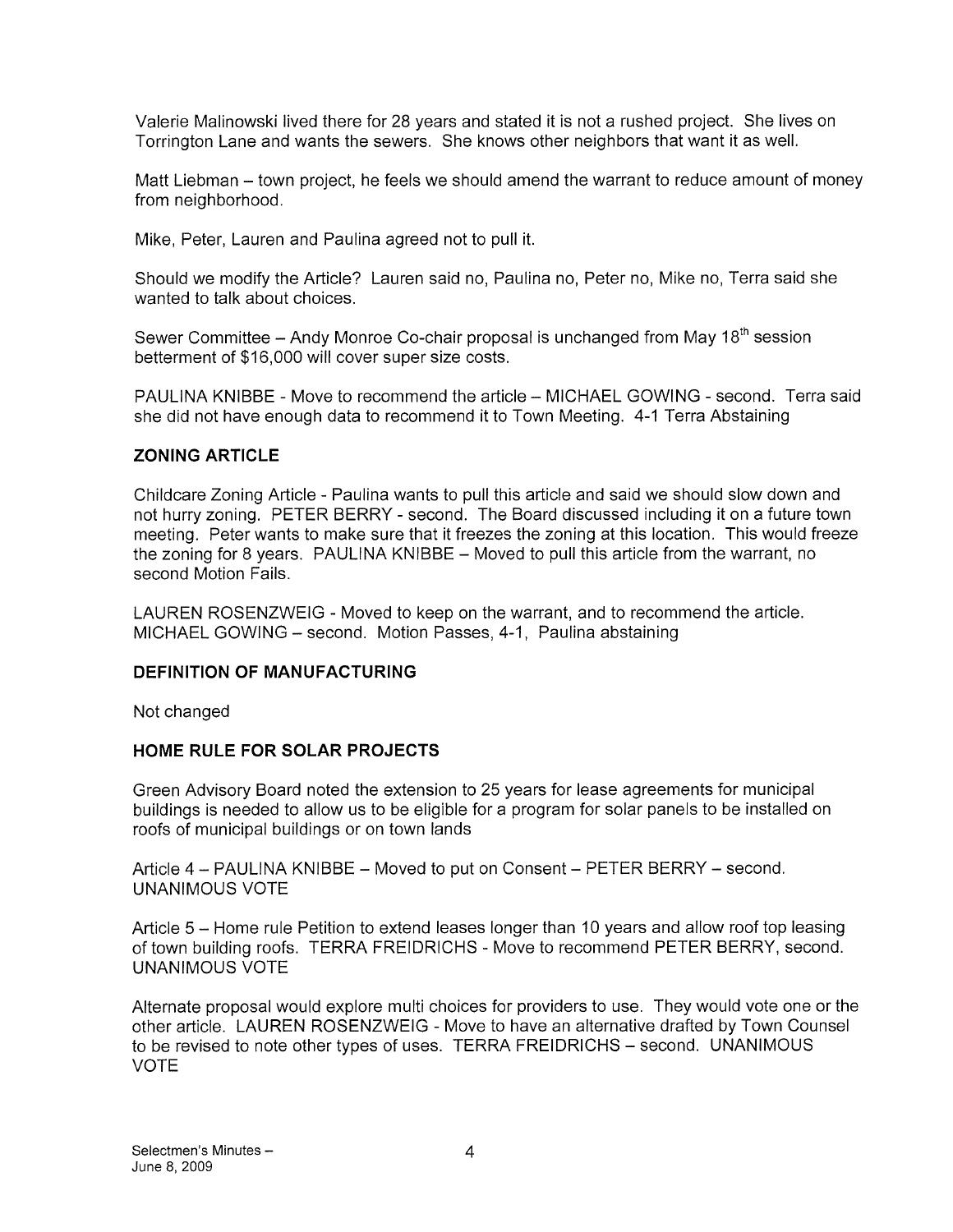Valerie Malinowski lived there for 28 years and stated it is not a rushed project. She lives on Torrington Lane and wants the sewers. She knows other neighbors that want it as well.

Matt Liebman – town project, he feels we should amend the warrant to reduce amount of money from neighborhood.

Mike, Peter, Lauren and Paulina agreed not to pull it.

Should we modify the Article? Lauren said no, Paulina no, Peter no, Mike no, Terra said she wanted to talk about choices.

Sewer Committee – Andy Monroe Co-chair proposal is unchanged from May 18th session betterment of $16,000 will cover super size costs.

PAULINA KNIBBE - Move to recommend the article – MICHAEL GOWING - second. Terra said she did not have enough data to recommend it to Town Meeting. 4-1 Terra Abstaining

**ZONING ARTICLE**

Childcare Zoning Article - Paulina wants to pull this article and said we should slow down and not hurry zoning. PETER BERRY - second. The Board discussed including it on a future town meeting. Peter wants to make sure that it freezes the zoning at this location. This would freeze the zoning for 8 years. PAULINA KNIBBE – Moved to pull this article from the warrant, no second Motion Fails.

LAUREN ROSENZWEIG - Moved to keep on the warrant, and to recommend the article. MICHAEL GOWING – second. Motion Passes, 4-1, Paulina abstaining

**DEFINITION OF MANUFACTURING**

Not changed

**HOME RULE FOR SOLAR PROJECTS**

Green Advisory Board noted the extension to 25 years for lease agreements for municipal buildings is needed to allow us to be eligible for a program for solar panels to be installed on roofs of municipal buildings or on town lands

Article 4 – PAULINA KNIBBE – Moved to put on Consent – PETER BERRY – second. UNANIMOUS VOTE

Article 5 – Home rule Petition to extend leases longer than 10 years and allow roof top leasing of town building roofs. TERRA FREIDRICHS - Move to recommend PETER BERRY, second. UNANIMOUS VOTE

Alternate proposal would explore multi choices for providers to use. They would vote one or the other article. LAUREN ROSENZWEIG - Move to have an alternative drafted by Town Counsel to be revised to note other types of uses. TERRA FREIDRICHS – second. UNANIMOUS VOTE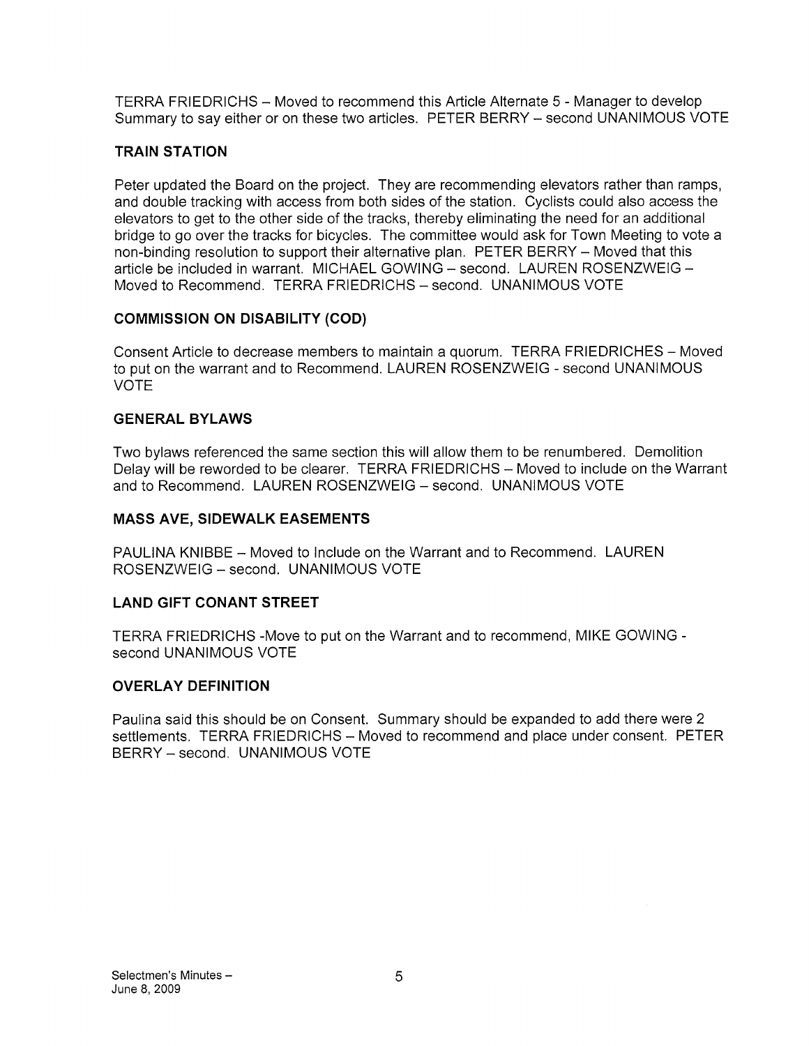TERRA FRIEDRICHS – Moved to recommend this Article Alternate 5 - Manager to develop Summary to say either or on these two articles. PETER BERRY – second UNANIMOUS VOTE

## TRAIN STATION

Peter updated the Board on the project. They are recommending elevators rather than ramps, and double tracking with access from both sides of the station. Cyclists could also access the elevators to get to the other side of the tracks, thereby eliminating the need for an additional bridge to go over the tracks for bicycles. The committee would ask for Town Meeting to vote a non-binding resolution to support their alternative plan. PETER BERRY – Moved that this article be included in warrant. MICHAEL GOWING – second. LAUREN ROSENZWEIG – Moved to Recommend. TERRA FRIEDRICHS – second. UNANIMOUS VOTE

## COMMISSION ON DISABILITY (COD)

Consent Article to decrease members to maintain a quorum. TERRA FRIEDRICHES – Moved to put on the warrant and to Recommend. LAUREN ROSENZWEIG - second UNANIMOUS VOTE

## GENERAL BYLAWS

Two bylaws referenced the same section this will allow them to be renumbered. Demolition Delay will be reworded to be clearer. TERRA FRIEDRICHS – Moved to include on the Warrant and to Recommend. LAUREN ROSENZWEIG – second. UNANIMOUS VOTE

## MASS AVE, SIDEWALK EASEMENTS

PAULINA KNIBBE – Moved to Include on the Warrant and to Recommend. LAUREN ROSENZWEIG – second. UNANIMOUS VOTE

## LAND GIFT CONANT STREET

TERRA FRIEDRICHS -Move to put on the Warrant and to recommend, MIKE GOWING - second UNANIMOUS VOTE

## OVERLAY DEFINITION

Paulina said this should be on Consent. Summary should be expanded to add there were 2 settlements. TERRA FRIEDRICHS – Moved to recommend and place under consent. PETER BERRY – second. UNANIMOUS VOTE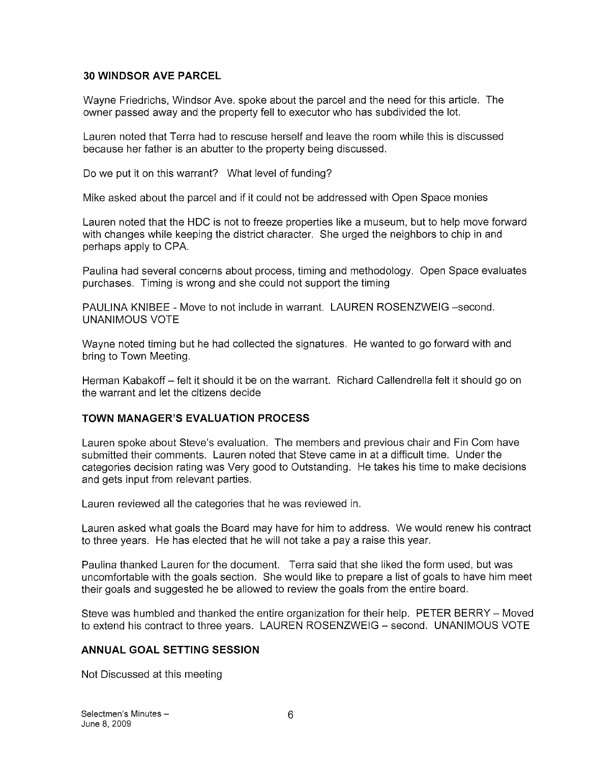### 30 WINDSOR AVE PARCEL

Wayne Friedrichs, Windsor Ave. spoke about the parcel and the need for this article. The owner passed away and the property fell to executor who has subdivided the lot.

Lauren noted that Terra had to rescue herself and leave the room while this is discussed because her father is an abutter to the property being discussed.

Do we put it on this warrant? What level of funding?

Mike asked about the parcel and if it could not be addressed with Open Space monies

Lauren noted that the HDC is not to freeze properties like a museum, but to help move forward with changes while keeping the district character. She urged the neighbors to chip in and perhaps apply to CPA.

Paulina had several concerns about process, timing and methodology. Open Space evaluates purchases. Timing is wrong and she could not support the timing

PAULINA KNIBEE - Move to not include in warrant. LAUREN ROSENZWEIG –second. UNANIMOUS VOTE

Wayne noted timing but he had collected the signatures. He wanted to go forward with and bring to Town Meeting.

Herman Kabakoff – felt it should it be on the warrant. Richard Callendrella felt it should go on the warrant and let the citizens decide

### TOWN MANAGER'S EVALUATION PROCESS

Lauren spoke about Steve's evaluation. The members and previous chair and Fin Com have submitted their comments. Lauren noted that Steve came in at a difficult time. Under the categories decision rating was Very good to Outstanding. He takes his time to make decisions and gets input from relevant parties.

Lauren reviewed all the categories that he was reviewed in.

Lauren asked what goals the Board may have for him to address. We would renew his contract to three years. He has elected that he will not take a pay a raise this year.

Paulina thanked Lauren for the document. Terra said that she liked the form used, but was uncomfortable with the goals section. She would like to prepare a list of goals to have him meet their goals and suggested he be allowed to review the goals from the entire board.

Steve was humbled and thanked the entire organization for their help. PETER BERRY – Moved to extend his contract to three years. LAUREN ROSENZWEIG – second. UNANIMOUS VOTE

### ANNUAL GOAL SETTING SESSION

Not Discussed at this meeting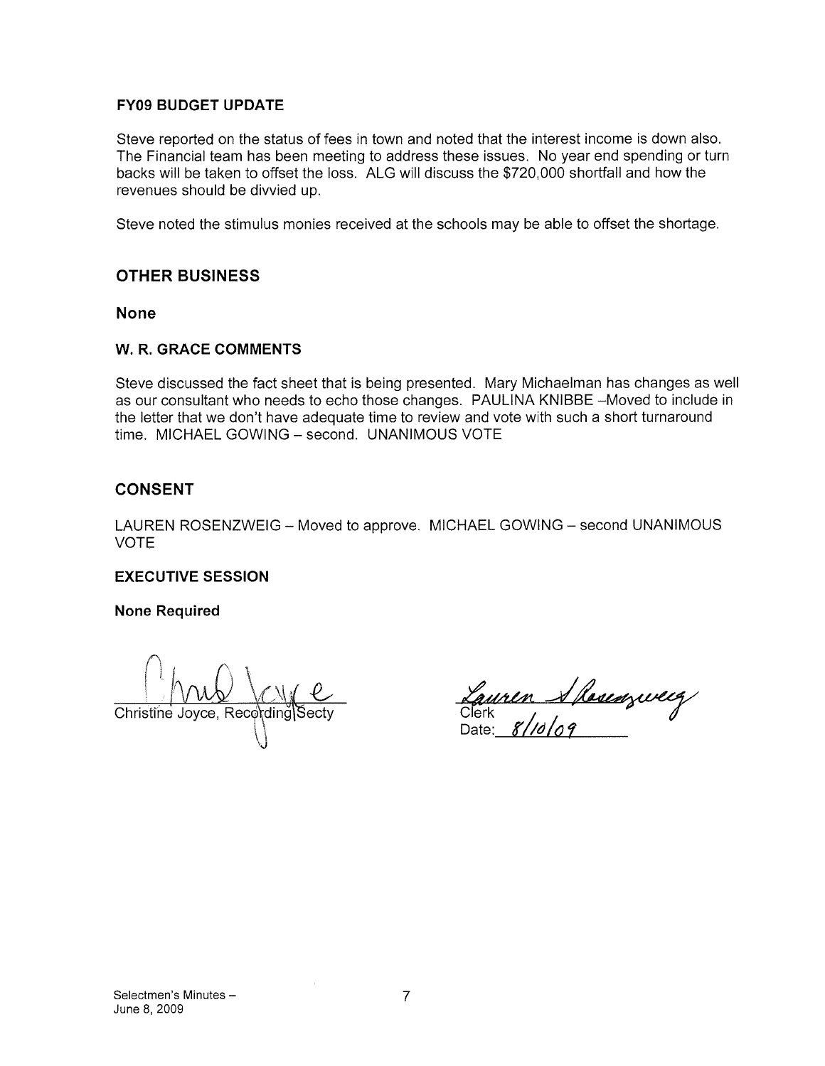### FY09 BUDGET UPDATE

Steve reported on the status of fees in town and noted that the interest income is down also. The Financial team has been meeting to address these issues. No year end spending or turn backs will be taken to offset the loss. ALG will discuss the $720,000 shortfall and how the revenues should be divvied up.

Steve noted the stimulus monies received at the schools may be able to offset the shortage.

## OTHER BUSINESS

**None**

### W. R. GRACE COMMENTS

Steve discussed the fact sheet that is being presented. Mary Michaelman has changes as well as our consultant who needs to echo those changes. PAULINA KNIBBE –Moved to include in the letter that we don't have adequate time to review and vote with such a short turnaround time. MICHAEL GOWING – second. UNANIMOUS VOTE

## CONSENT

LAUREN ROSENZWEIG – Moved to approve. MICHAEL GOWING – second UNANIMOUS VOTE

### EXECUTIVE SESSION

**None Required**

Christine Joyce, Recording Secty

Lauren S Rosenzweig
Clerk
Date: 8/10/09